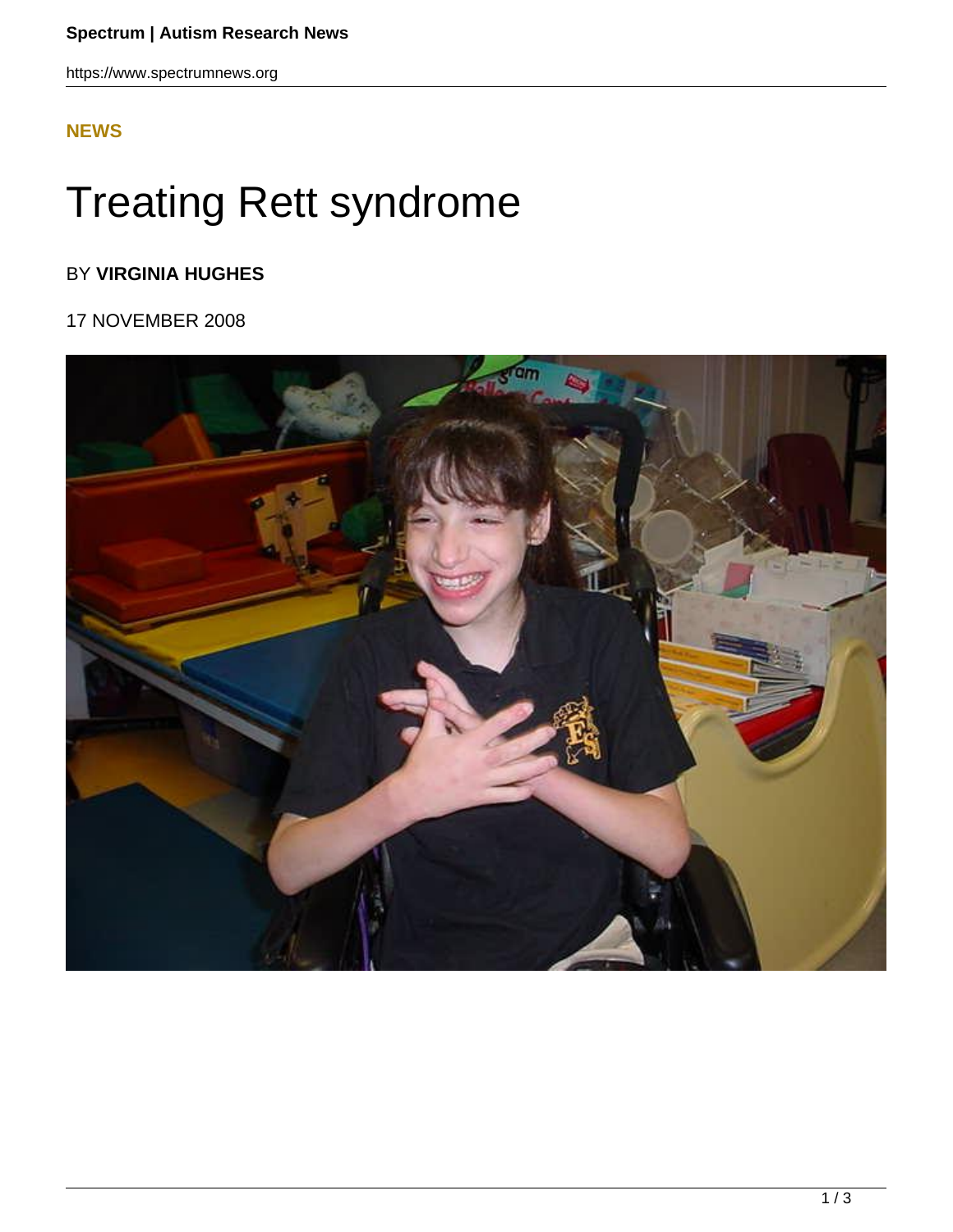NEWS

# Treating Rett syndrome

BY **VIRGINIA HUGHES**

17 NOVEMBER 2008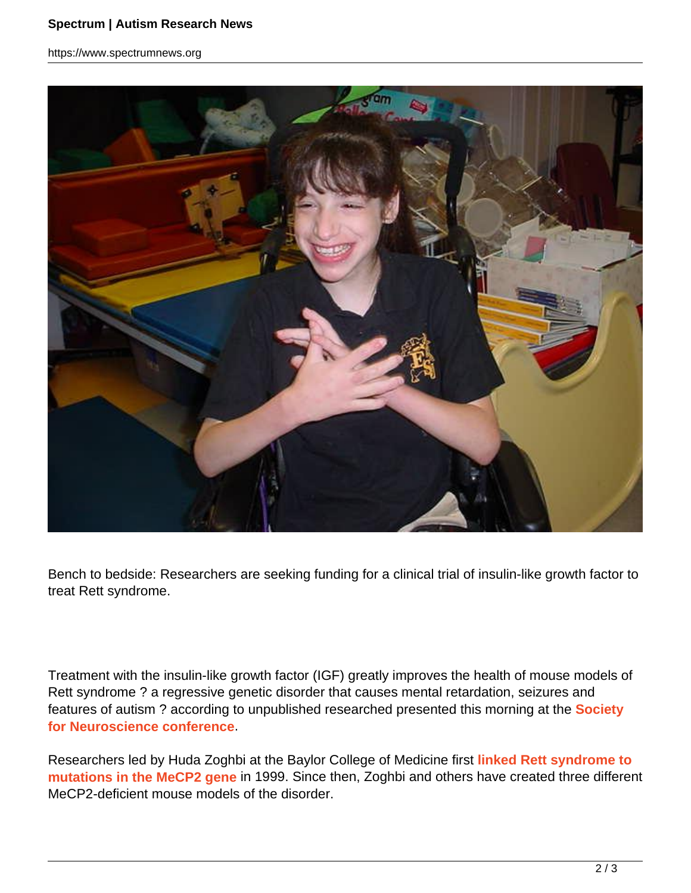Bench to bedside: Researchers are seeking funding for a clinical trial of insulin-like growth factor to treat Rett syndrome.

Treatment with the insulin-like growth factor (IGF) greatly improves the health of mouse models of Rett syndrome ? a regressive genetic disorder that causes mental retardation, seizures and features of autism ? according to unpublished researched presented this morning at the **Society for Neuroscience conference**.

Researchers led by Huda Zoghbi at the Baylor College of Medicine first **linked Rett syndrome to mutations in the MeCP2 gene** in 1999. Since then, Zoghbi and others have created three different MeCP2-deficient mouse models of the disorder.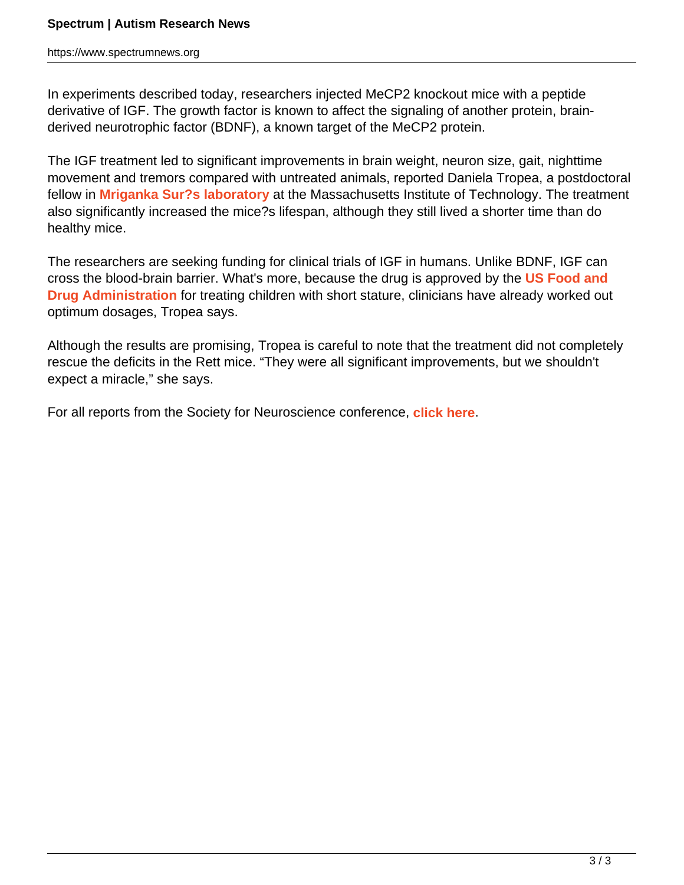In experiments described today, researchers injected MeCP2 knockout mice with a peptide derivative of IGF. The growth factor is known to affect the signaling of another protein, brain-derived neurotrophic factor (BDNF), a known target of the MeCP2 protein.

The IGF treatment led to significant improvements in brain weight, neuron size, gait, nighttime movement and tremors compared with untreated animals, reported Daniela Tropea, a postdoctoral fellow in **Mriganka Sur?s laboratory** at the Massachusetts Institute of Technology. The treatment also significantly increased the mice?s lifespan, although they still lived a shorter time than do healthy mice.

The researchers are seeking funding for clinical trials of IGF in humans. Unlike BDNF, IGF can cross the blood-brain barrier. What's more, because the drug is approved by the **US Food and Drug Administration** for treating children with short stature, clinicians have already worked out optimum dosages, Tropea says.

Although the results are promising, Tropea is careful to note that the treatment did not completely rescue the deficits in the Rett mice. “They were all significant improvements, but we shouldn't expect a miracle,” she says.

For all reports from the Society for Neuroscience conference, **click here**.